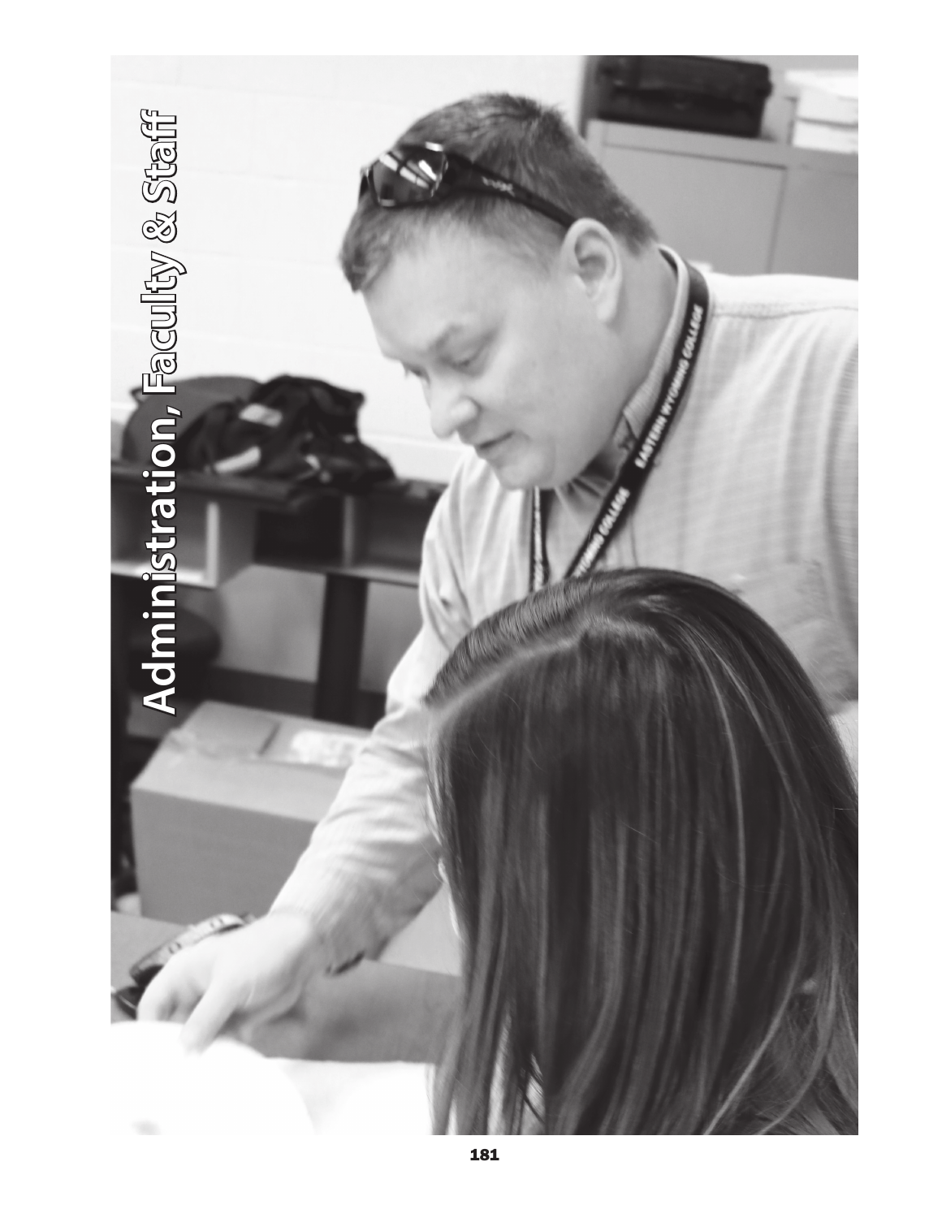# Administration, Faculty & Staff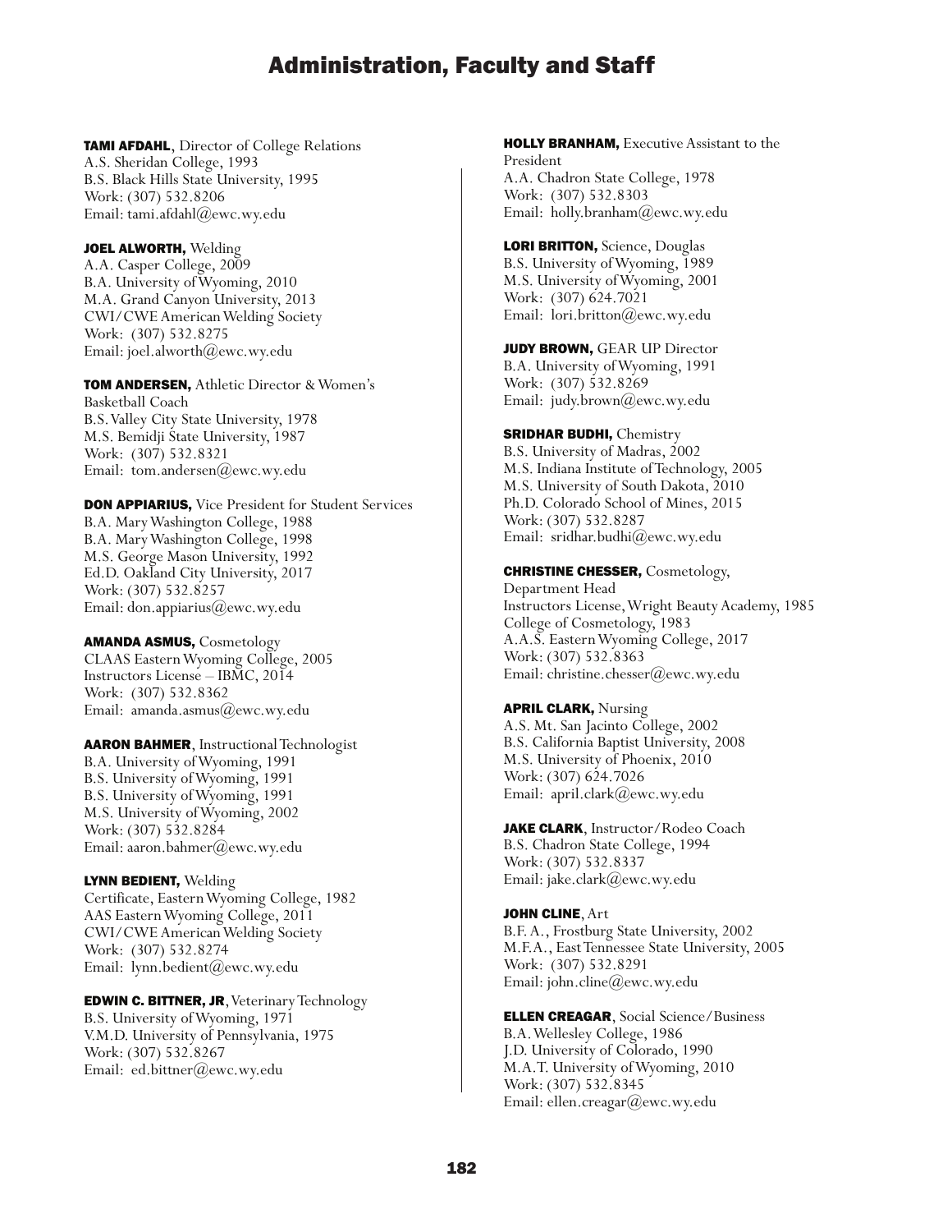# Administration, Faculty and Staff

**TAMI AFDAHL**, Director of College Relations
A.S. Sheridan College, 1993
B.S. Black Hills State University, 1995
Work: (307) 532.8206
Email: tami.afdahl@ewc.wy.edu

**JOEL ALWORTH,** Welding
A.A. Casper College, 2009
B.A. University of Wyoming, 2010
M.A. Grand Canyon University, 2013
CWI/CWE American Welding Society
Work: (307) 532.8275
Email: joel.alworth@ewc.wy.edu

**TOM ANDERSEN,** Athletic Director & Women's Basketball Coach
B.S. Valley City State University, 1978
M.S. Bemidji State University, 1987
Work: (307) 532.8321
Email: tom.andersen@ewc.wy.edu

**DON APPIARIUS,** Vice President for Student Services
B.A. Mary Washington College, 1988
B.A. Mary Washington College, 1998
M.S. George Mason University, 1992
Ed.D. Oakland City University, 2017
Work: (307) 532.8257
Email: don.appiarius@ewc.wy.edu

**AMANDA ASMUS,** Cosmetology
CLAAS Eastern Wyoming College, 2005
Instructors License – IBMC, 2014
Work: (307) 532.8362
Email: amanda.asmus@ewc.wy.edu

**AARON BAHMER**, Instructional Technologist
B.A. University of Wyoming, 1991
B.S. University of Wyoming, 1991
B.S. University of Wyoming, 1991
M.S. University of Wyoming, 2002
Work: (307) 532.8284
Email: aaron.bahmer@ewc.wy.edu

**LYNN BEDIENT,** Welding
Certificate, Eastern Wyoming College, 1982
AAS Eastern Wyoming College, 2011
CWI/CWE American Welding Society
Work: (307) 532.8274
Email: lynn.bedient@ewc.wy.edu

**EDWIN C. BITTNER, JR**, Veterinary Technology
B.S. University of Wyoming, 1971
V.M.D. University of Pennsylvania, 1975
Work: (307) 532.8267
Email: ed.bittner@ewc.wy.edu

**HOLLY BRANHAM,** Executive Assistant to the President
A.A. Chadron State College, 1978
Work: (307) 532.8303
Email: holly.branham@ewc.wy.edu

**LORI BRITTON,** Science, Douglas
B.S. University of Wyoming, 1989
M.S. University of Wyoming, 2001
Work: (307) 624.7021
Email: lori.britton@ewc.wy.edu

**JUDY BROWN,** GEAR UP Director
B.A. University of Wyoming, 1991
Work: (307) 532.8269
Email: judy.brown@ewc.wy.edu

**SRIDHAR BUDHI,** Chemistry
B.S. University of Madras, 2002
M.S. Indiana Institute of Technology, 2005
M.S. University of South Dakota, 2010
Ph.D. Colorado School of Mines, 2015
Work: (307) 532.8287
Email: sridhar.budhi@ewc.wy.edu

**CHRISTINE CHESSER,** Cosmetology, Department Head
Instructors License, Wright Beauty Academy, 1985
College of Cosmetology, 1983
A.A.S. Eastern Wyoming College, 2017
Work: (307) 532.8363
Email: christine.chesser@ewc.wy.edu

**APRIL CLARK,** Nursing
A.S. Mt. San Jacinto College, 2002
B.S. California Baptist University, 2008
M.S. University of Phoenix, 2010
Work: (307) 624.7026
Email: april.clark@ewc.wy.edu

**JAKE CLARK**, Instructor/Rodeo Coach
B.S. Chadron State College, 1994
Work: (307) 532.8337
Email: jake.clark@ewc.wy.edu

**JOHN CLINE**, Art
B.F. A., Frostburg State University, 2002
M.F.A., East Tennessee State University, 2005
Work: (307) 532.8291
Email: john.cline@ewc.wy.edu

**ELLEN CREAGAR**, Social Science/Business
B.A. Wellesley College, 1986
J.D. University of Colorado, 1990
M.A.T. University of Wyoming, 2010
Work: (307) 532.8345
Email: ellen.creagar@ewc.wy.edu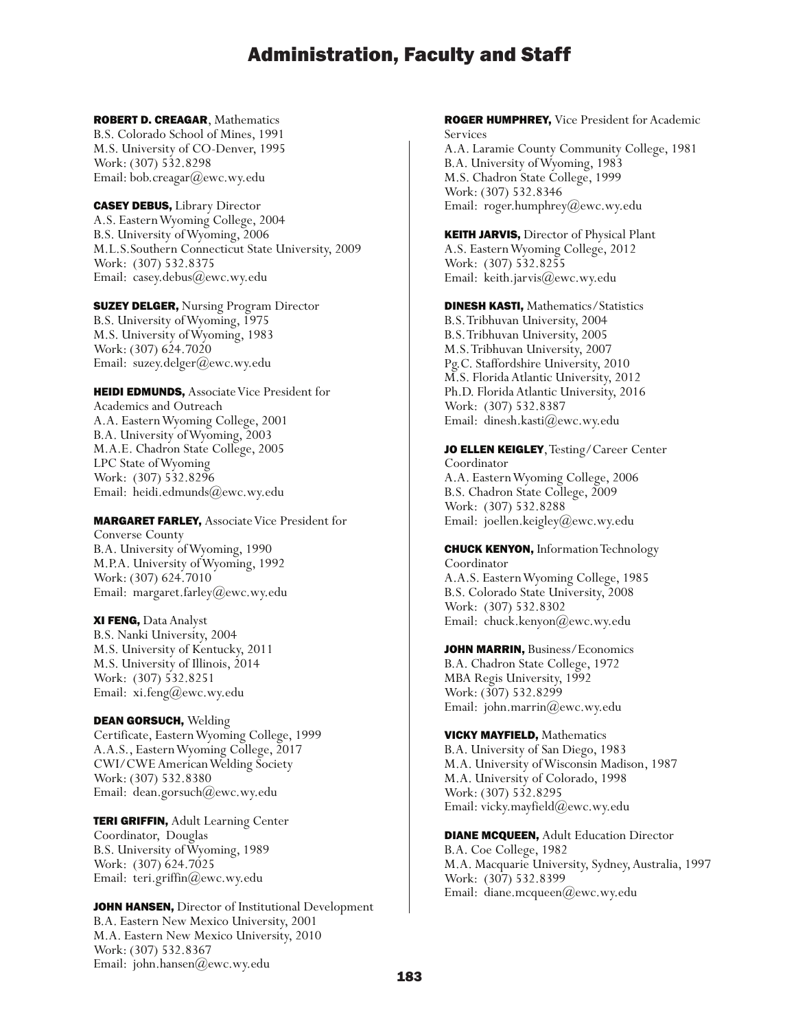# Administration, Faculty and Staff

**ROBERT D. CREAGAR**, Mathematics
B.S. Colorado School of Mines, 1991
M.S. University of CO-Denver, 1995
Work: (307) 532.8298
Email: bob.creagar@ewc.wy.edu

**CASEY DEBUS,** Library Director
A.S. Eastern Wyoming College, 2004
B.S. University of Wyoming, 2006
M.L.S. Southern Connecticut State University, 2009
Work: (307) 532.8375
Email: casey.debus@ewc.wy.edu

**SUZEY DELGER,** Nursing Program Director
B.S. University of Wyoming, 1975
M.S. University of Wyoming, 1983
Work: (307) 624.7020
Email: suzey.delger@ewc.wy.edu

**HEIDI EDMUNDS,** Associate Vice President for Academics and Outreach
A.A. Eastern Wyoming College, 2001
B.A. University of Wyoming, 2003
M.A.E. Chadron State College, 2005
LPC State of Wyoming
Work: (307) 532.8296
Email: heidi.edmunds@ewc.wy.edu

**MARGARET FARLEY,** Associate Vice President for Converse County
B.A. University of Wyoming, 1990
M.P.A. University of Wyoming, 1992
Work: (307) 624.7010
Email: margaret.farley@ewc.wy.edu

**XI FENG,** Data Analyst
B.S. Nanki University, 2004
M.S. University of Kentucky, 2011
M.S. University of Illinois, 2014
Work: (307) 532.8251
Email: xi.feng@ewc.wy.edu

**DEAN GORSUCH,** Welding
Certificate, Eastern Wyoming College, 1999
A.A.S., Eastern Wyoming College, 2017
CWI/CWE American Welding Society
Work: (307) 532.8380
Email: dean.gorsuch@ewc.wy.edu

**TERI GRIFFIN,** Adult Learning Center Coordinator, Douglas
B.S. University of Wyoming, 1989
Work: (307) 624.7025
Email: teri.griffin@ewc.wy.edu

**JOHN HANSEN,** Director of Institutional Development
B.A. Eastern New Mexico University, 2001
M.A. Eastern New Mexico University, 2010
Work: (307) 532.8367
Email: john.hansen@ewc.wy.edu

**ROGER HUMPHREY,** Vice President for Academic Services
A.A. Laramie County Community College, 1981
B.A. University of Wyoming, 1983
M.S. Chadron State College, 1999
Work: (307) 532.8346
Email: roger.humphrey@ewc.wy.edu

**KEITH JARVIS,** Director of Physical Plant
A.S. Eastern Wyoming College, 2012
Work: (307) 532.8255
Email: keith.jarvis@ewc.wy.edu

**DINESH KASTI,** Mathematics/Statistics
B.S. Tribhuvan University, 2004
B.S. Tribhuvan University, 2005
M.S. Tribhuvan University, 2007
Pg.C. Staffordshire University, 2010
M.S. Florida Atlantic University, 2012
Ph.D. Florida Atlantic University, 2016
Work: (307) 532.8387
Email: dinesh.kasti@ewc.wy.edu

**JO ELLEN KEIGLEY**, Testing/Career Center Coordinator
A.A. Eastern Wyoming College, 2006
B.S. Chadron State College, 2009
Work: (307) 532.8288
Email: joellen.keigley@ewc.wy.edu

**CHUCK KENYON,** Information Technology Coordinator
A.A.S. Eastern Wyoming College, 1985
B.S. Colorado State University, 2008
Work: (307) 532.8302
Email: chuck.kenyon@ewc.wy.edu

**JOHN MARRIN,** Business/Economics
B.A. Chadron State College, 1972
MBA Regis University, 1992
Work: (307) 532.8299
Email: john.marrin@ewc.wy.edu

**VICKY MAYFIELD,** Mathematics
B.A. University of San Diego, 1983
M.A. University of Wisconsin Madison, 1987
M.A. University of Colorado, 1998
Work: (307) 532.8295
Email: vicky.mayfield@ewc.wy.edu

**DIANE MCQUEEN,** Adult Education Director
B.A. Coe College, 1982
M.A. Macquarie University, Sydney, Australia, 1997
Work: (307) 532.8399
Email: diane.mcqueen@ewc.wy.edu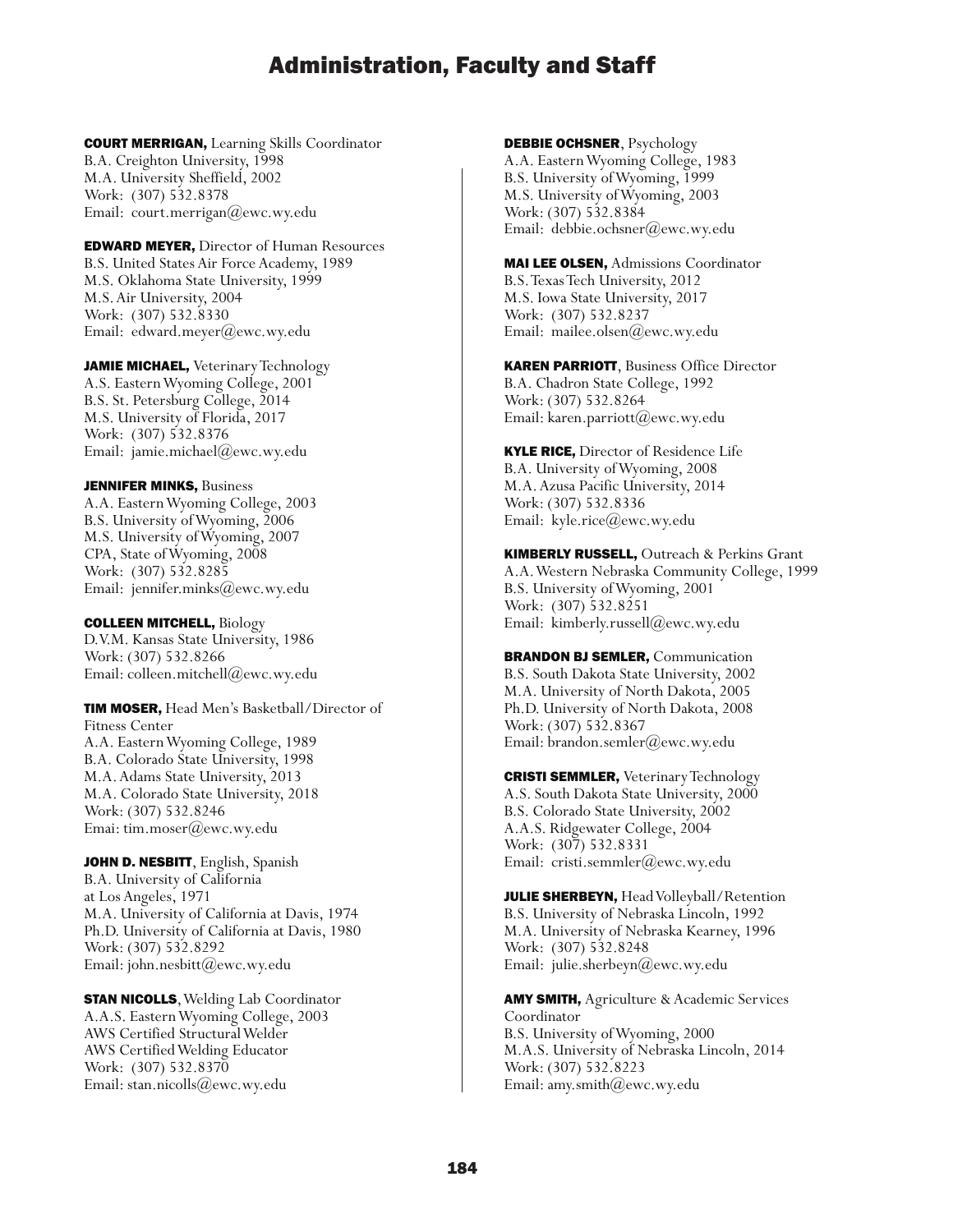# Administration, Faculty and Staff

**COURT MERRIGAN,** Learning Skills Coordinator
B.A. Creighton University, 1998
M.A. University Sheffield, 2002
Work: (307) 532.8378
Email: court.merrigan@ewc.wy.edu

**EDWARD MEYER,** Director of Human Resources
B.S. United States Air Force Academy, 1989
M.S. Oklahoma State University, 1999
M.S. Air University, 2004
Work: (307) 532.8330
Email: edward.meyer@ewc.wy.edu

**JAMIE MICHAEL,** Veterinary Technology
A.S. Eastern Wyoming College, 2001
B.S. St. Petersburg College, 2014
M.S. University of Florida, 2017
Work: (307) 532.8376
Email: jamie.michael@ewc.wy.edu

**JENNIFER MINKS,** Business
A.A. Eastern Wyoming College, 2003
B.S. University of Wyoming, 2006
M.S. University of Wyoming, 2007
CPA, State of Wyoming, 2008
Work: (307) 532.8285
Email: jennifer.minks@ewc.wy.edu

**COLLEEN MITCHELL,** Biology
D.V.M. Kansas State University, 1986
Work: (307) 532.8266
Email: colleen.mitchell@ewc.wy.edu

**TIM MOSER,** Head Men's Basketball/Director of Fitness Center
A.A. Eastern Wyoming College, 1989
B.A. Colorado State University, 1998
M.A. Adams State University, 2013
M.A. Colorado State University, 2018
Work: (307) 532.8246
Emai: tim.moser@ewc.wy.edu

**JOHN D. NESBITT**, English, Spanish
B.A. University of California at Los Angeles, 1971
M.A. University of California at Davis, 1974
Ph.D. University of California at Davis, 1980
Work: (307) 532.8292
Email: john.nesbitt@ewc.wy.edu

**STAN NICOLLS**, Welding Lab Coordinator
A.A.S. Eastern Wyoming College, 2003
AWS Certified Structural Welder
AWS Certified Welding Educator
Work: (307) 532.8370
Email: stan.nicolls@ewc.wy.edu

**DEBBIE OCHSNER**, Psychology
A.A. Eastern Wyoming College, 1983
B.S. University of Wyoming, 1999
M.S. University of Wyoming, 2003
Work: (307) 532.8384
Email: debbie.ochsner@ewc.wy.edu

**MAI LEE OLSEN,** Admissions Coordinator
B.S. Texas Tech University, 2012
M.S. Iowa State University, 2017
Work: (307) 532.8237
Email: mailee.olsen@ewc.wy.edu

**KAREN PARRIOTT**, Business Office Director
B.A. Chadron State College, 1992
Work: (307) 532.8264
Email: karen.parriott@ewc.wy.edu

**KYLE RICE,** Director of Residence Life
B.A. University of Wyoming, 2008
M.A. Azusa Pacific University, 2014
Work: (307) 532.8336
Email: kyle.rice@ewc.wy.edu

**KIMBERLY RUSSELL,** Outreach & Perkins Grant
A.A. Western Nebraska Community College, 1999
B.S. University of Wyoming, 2001
Work: (307) 532.8251
Email: kimberly.russell@ewc.wy.edu

**BRANDON BJ SEMLER,** Communication
B.S. South Dakota State University, 2002
M.A. University of North Dakota, 2005
Ph.D. University of North Dakota, 2008
Work: (307) 532.8367
Email: brandon.semler@ewc.wy.edu

**CRISTI SEMMLER,** Veterinary Technology
A.S. South Dakota State University, 2000
B.S. Colorado State University, 2002
A.A.S. Ridgewater College, 2004
Work: (307) 532.8331
Email: cristi.semmler@ewc.wy.edu

**JULIE SHERBEYN,** Head Volleyball/Retention
B.S. University of Nebraska Lincoln, 1992
M.A. University of Nebraska Kearney, 1996
Work: (307) 532.8248
Email: julie.sherbeyn@ewc.wy.edu

**AMY SMITH,** Agriculture & Academic Services Coordinator
B.S. University of Wyoming, 2000
M.A.S. University of Nebraska Lincoln, 2014
Work: (307) 532.8223
Email: amy.smith@ewc.wy.edu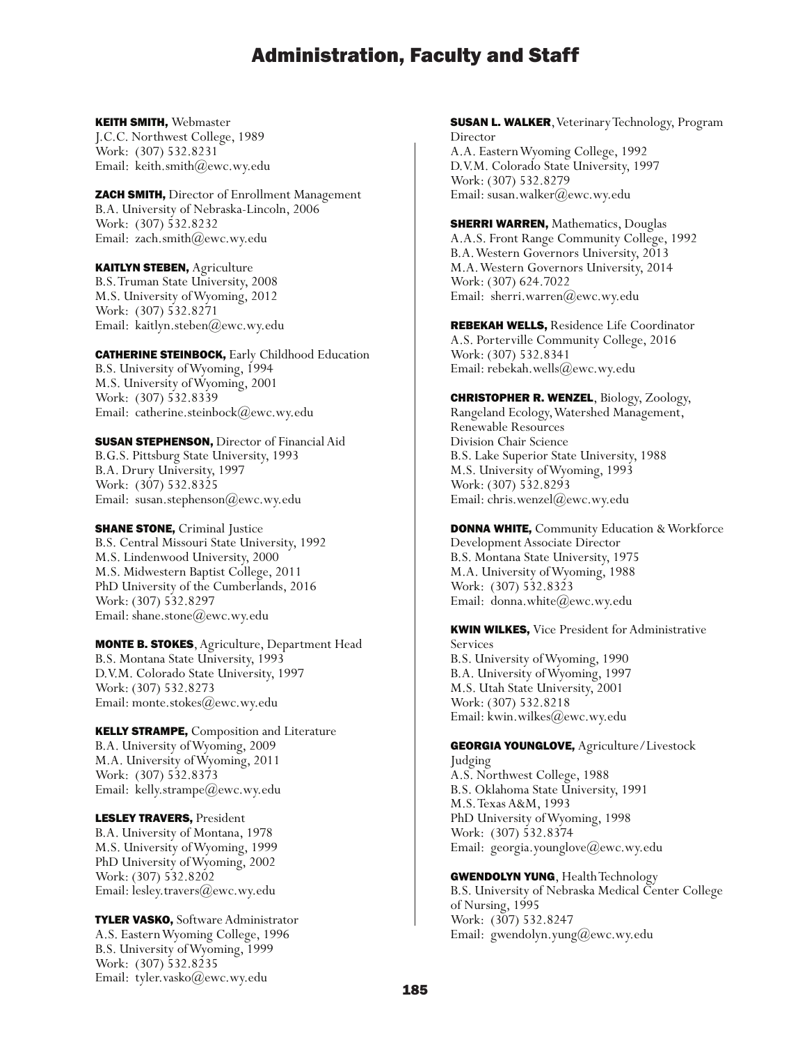# Administration, Faculty and Staff

**KEITH SMITH,** Webmaster
J.C.C. Northwest College, 1989
Work: (307) 532.8231
Email: keith.smith@ewc.wy.edu

**ZACH SMITH,** Director of Enrollment Management
B.A. University of Nebraska-Lincoln, 2006
Work: (307) 532.8232
Email: zach.smith@ewc.wy.edu

**KAITLYN STEBEN,** Agriculture
B.S. Truman State University, 2008
M.S. University of Wyoming, 2012
Work: (307) 532.8271
Email: kaitlyn.steben@ewc.wy.edu

**CATHERINE STEINBOCK,** Early Childhood Education
B.S. University of Wyoming, 1994
M.S. University of Wyoming, 2001
Work: (307) 532.8339
Email: catherine.steinbock@ewc.wy.edu

**SUSAN STEPHENSON,** Director of Financial Aid
B.G.S. Pittsburg State University, 1993
B.A. Drury University, 1997
Work: (307) 532.8325
Email: susan.stephenson@ewc.wy.edu

**SHANE STONE,** Criminal Justice
B.S. Central Missouri State University, 1992
M.S. Lindenwood University, 2000
M.S. Midwestern Baptist College, 2011
PhD University of the Cumberlands, 2016
Work: (307) 532.8297
Email: shane.stone@ewc.wy.edu

**MONTE B. STOKES**, Agriculture, Department Head
B.S. Montana State University, 1993
D.V.M. Colorado State University, 1997
Work: (307) 532.8273
Email: monte.stokes@ewc.wy.edu

**KELLY STRAMPE,** Composition and Literature
B.A. University of Wyoming, 2009
M.A. University of Wyoming, 2011
Work: (307) 532.8373
Email: kelly.strampe@ewc.wy.edu

**LESLEY TRAVERS,** President
B.A. University of Montana, 1978
M.S. University of Wyoming, 1999
PhD University of Wyoming, 2002
Work: (307) 532.8202
Email: lesley.travers@ewc.wy.edu

**TYLER VASKO,** Software Administrator
A.S. Eastern Wyoming College, 1996
B.S. University of Wyoming, 1999
Work: (307) 532.8235
Email: tyler.vasko@ewc.wy.edu

**SUSAN L. WALKER**, Veterinary Technology, Program Director
A.A. Eastern Wyoming College, 1992
D.V.M. Colorado State University, 1997
Work: (307) 532.8279
Email: susan.walker@ewc.wy.edu

**SHERRI WARREN,** Mathematics, Douglas
A.A.S. Front Range Community College, 1992
B.A. Western Governors University, 2013
M.A. Western Governors University, 2014
Work: (307) 624.7022
Email: sherri.warren@ewc.wy.edu

**REBEKAH WELLS,** Residence Life Coordinator
A.S. Porterville Community College, 2016
Work: (307) 532.8341
Email: rebekah.wells@ewc.wy.edu

**CHRISTOPHER R. WENZEL**, Biology, Zoology, Rangeland Ecology, Watershed Management, Renewable Resources
Division Chair Science
B.S. Lake Superior State University, 1988
M.S. University of Wyoming, 1993
Work: (307) 532.8293
Email: chris.wenzel@ewc.wy.edu

**DONNA WHITE,** Community Education & Workforce Development Associate Director
B.S. Montana State University, 1975
M.A. University of Wyoming, 1988
Work: (307) 532.8323
Email: donna.white@ewc.wy.edu

**KWIN WILKES,** Vice President for Administrative Services
B.S. University of Wyoming, 1990
B.A. University of Wyoming, 1997
M.S. Utah State University, 2001
Work: (307) 532.8218
Email: kwin.wilkes@ewc.wy.edu

**GEORGIA YOUNGLOVE,** Agriculture/Livestock Judging
A.S. Northwest College, 1988
B.S. Oklahoma State University, 1991
M.S. Texas A&M, 1993
PhD University of Wyoming, 1998
Work: (307) 532.8374
Email: georgia.younglove@ewc.wy.edu

**GWENDOLYN YUNG**, Health Technology
B.S. University of Nebraska Medical Center College of Nursing, 1995
Work: (307) 532.8247
Email: gwendolyn.yung@ewc.wy.edu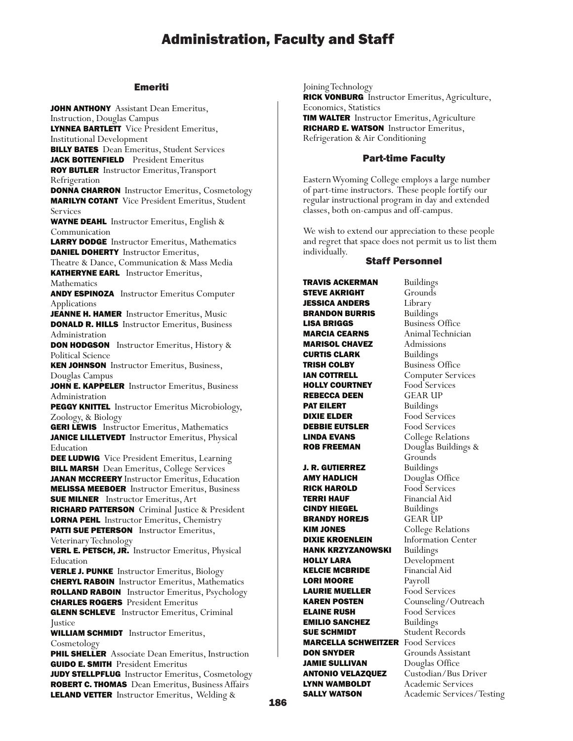# Administration, Faculty and Staff

## Emeriti

**JOHN ANTHONY** Assistant Dean Emeritus, Instruction, Douglas Campus
**LYNNEA BARTLETT** Vice President Emeritus, Institutional Development
**BILLY BATES** Dean Emeritus, Student Services
**JACK BOTTENFIELD** President Emeritus
**ROY BUTLER** Instructor Emeritus, Transport Refrigeration
**DONNA CHARRON** Instructor Emeritus, Cosmetology
**MARILYN COTANT** Vice President Emeritus, Student Services
**WAYNE DEAHL** Instructor Emeritus, English & Communication
**LARRY DODGE** Instructor Emeritus, Mathematics
**DANIEL DOHERTY** Instructor Emeritus, Theatre & Dance, Communication & Mass Media
**KATHERYNE EARL** Instructor Emeritus, Mathematics
**ANDY ESPINOZA** Instructor Emeritus Computer Applications
**JEANNE H. HAMER** Instructor Emeritus, Music
**DONALD R. HILLS** Instructor Emeritus, Business Administration
**DON HODGSON** Instructor Emeritus, History & Political Science
**KEN JOHNSON** Instructor Emeritus, Business, Douglas Campus
**JOHN E. KAPPELER** Instructor Emeritus, Business Administration
**PEGGY KNITTEL** Instructor Emeritus Microbiology, Zoology, & Biology
**GERI LEWIS** Instructor Emeritus, Mathematics
**JANICE LILLETVEDT** Instructor Emeritus, Physical Education
**DEE LUDWIG** Vice President Emeritus, Learning
**BILL MARSH** Dean Emeritus, College Services
**JANAN MCCREERY** Instructor Emeritus, Education
**MELISSA MEEBOER** Instructor Emeritus, Business
**SUE MILNER** Instructor Emeritus, Art
**RICHARD PATTERSON** Criminal Justice & President
**LORNA PEHL** Instructor Emeritus, Chemistry
**PATTI SUE PETERSON** Instructor Emeritus, Veterinary Technology
**VERL E. PETSCH, JR.** Instructor Emeritus, Physical Education
**VERLE J. PUNKE** Instructor Emeritus, Biology
**CHERYL RABOIN** Instructor Emeritus, Mathematics
**ROLLAND RABOIN** Instructor Emeritus, Psychology
**CHARLES ROGERS** President Emeritus
**GLENN SCHLEVE** Instructor Emeritus, Criminal Justice
**WILLIAM SCHMIDT** Instructor Emeritus, Cosmetology
**PHIL SHELLER** Associate Dean Emeritus, Instruction
**GUIDO E. SMITH** President Emeritus
**JUDY STELLPFLUG** Instructor Emeritus, Cosmetology
**ROBERT C. THOMAS** Dean Emeritus, Business Affairs
**LELAND VETTER** Instructor Emeritus, Welding & Joining Technology
**RICK VONBURG** Instructor Emeritus, Agriculture, Economics, Statistics
**TIM WALTER** Instructor Emeritus, Agriculture
**RICHARD E. WATSON** Instructor Emeritus, Refrigeration & Air Conditioning

## Part-time Faculty

Eastern Wyoming College employs a large number of part-time instructors. These people fortify our regular instructional program in day and extended classes, both on-campus and off-campus.

We wish to extend our appreciation to these people and regret that space does not permit us to list them individually.

## Staff Personnel

| Name | Department |
|---|---|
| **TRAVIS ACKERMAN** | Buildings |
| **STEVE AKRIGHT** | Grounds |
| **JESSICA ANDERS** | Library |
| **BRANDON BURRIS** | Buildings |
| **LISA BRIGGS** | Business Office |
| **MARCIA CEARNS** | Animal Technician |
| **MARISOL CHAVEZ** | Admissions |
| **CURTIS CLARK** | Buildings |
| **TRISH COLBY** | Business Office |
| **IAN COTTRELL** | Computer Services |
| **HOLLY COURTNEY** | Food Services |
| **REBECCA DEEN** | GEAR UP |
| **PAT EILERT** | Buildings |
| **DIXIE ELDER** | Food Services |
| **DEBBIE EUTSLER** | Food Services |
| **LINDA EVANS** | College Relations |
| **ROB FREEMAN** | Douglas Buildings & Grounds |
| **J. R. GUTIERREZ** | Buildings |
| **AMY HADLICH** | Douglas Office |
| **RICK HAROLD** | Food Services |
| **TERRI HAUF** | Financial Aid |
| **CINDY HIEGEL** | Buildings |
| **BRANDY HOREJS** | GEAR UP |
| **KIM JONES** | College Relations |
| **DIXIE KROENLEIN** | Information Center |
| **HANK KRZYZANOWSKI** | Buildings |
| **HOLLY LARA** | Development |
| **KELCIE MCBRIDE** | Financial Aid |
| **LORI MOORE** | Payroll |
| **LAURIE MUELLER** | Food Services |
| **KAREN POSTEN** | Counseling/Outreach |
| **ELAINE RUSH** | Food Services |
| **EMILIO SANCHEZ** | Buildings |
| **SUE SCHMIDT** | Student Records |
| **MARCELLA SCHWEITZER** | Food Services |
| **DON SNYDER** | Grounds Assistant |
| **JAMIE SULLIVAN** | Douglas Office |
| **ANTONIO VELAZQUEZ** | Custodian/Bus Driver |
| **LYNN WAMBOLDT** | Academic Services |
| **SALLY WATSON** | Academic Services/Testing |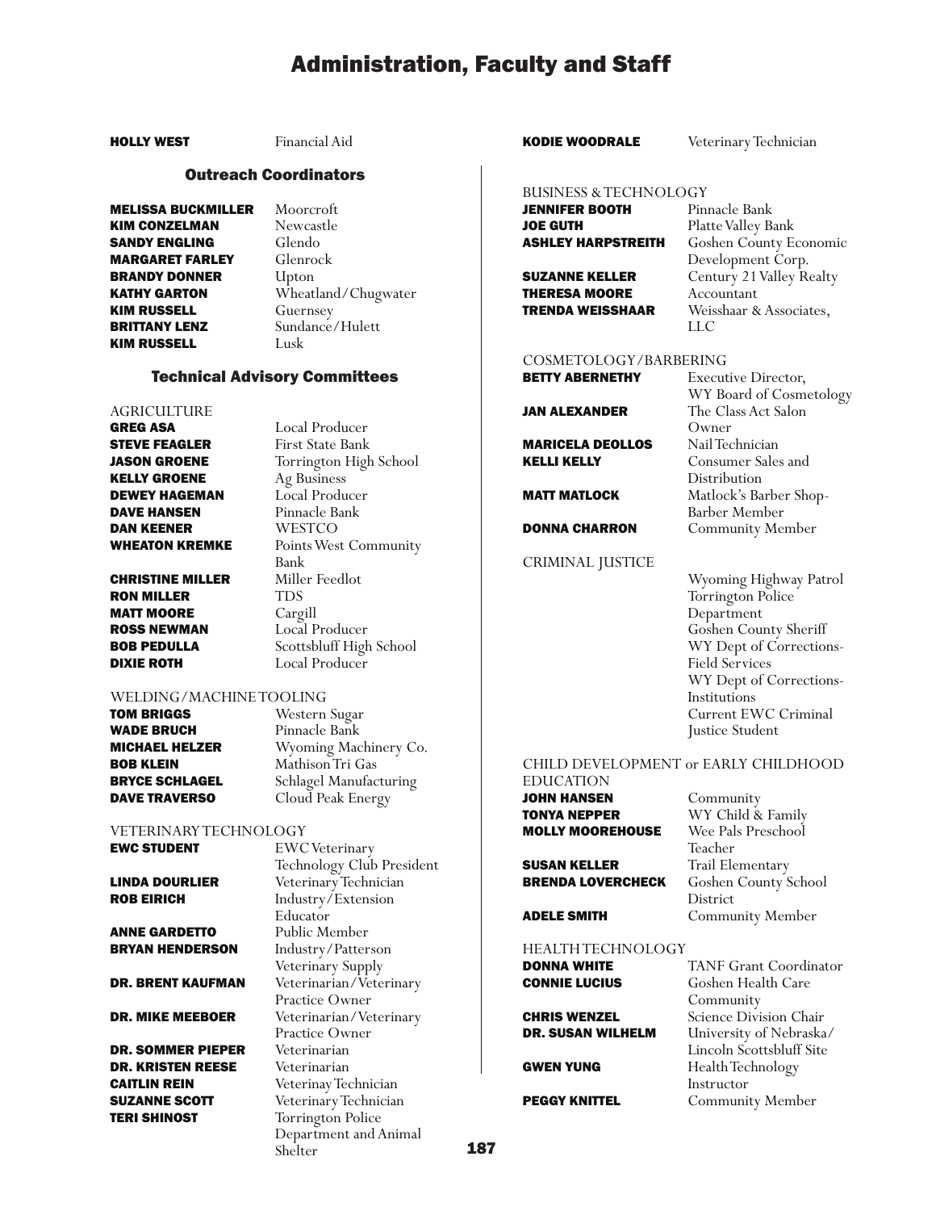# Administration, Faculty and Staff

| | |
|---|---|
| **HOLLY WEST** | Financial Aid |

## Outreach Coordinators

| | |
|---|---|
| **MELISSA BUCKMILLER** | Moorcroft |
| **KIM CONZELMAN** | Newcastle |
| **SANDY ENGLING** | Glendo |
| **MARGARET FARLEY** | Glenrock |
| **BRANDY DONNER** | Upton |
| **KATHY GARTON** | Wheatland/Chugwater |
| **KIM RUSSELL** | Guernsey |
| **BRITTANY LENZ** | Sundance/Hulett |
| **KIM RUSSELL** | Lusk |

## Technical Advisory Committees

AGRICULTURE

| | |
|---|---|
| **GREG ASA** | Local Producer |
| **STEVE FEAGLER** | First State Bank |
| **JASON GROENE** | Torrington High School |
| **KELLY GROENE** | Ag Business |
| **DEWEY HAGEMAN** | Local Producer |
| **DAVE HANSEN** | Pinnacle Bank |
| **DAN KEENER** | WESTCO |
| **WHEATON KREMKE** | Points West Community Bank |
| **CHRISTINE MILLER** | Miller Feedlot |
| **RON MILLER** | TDS |
| **MATT MOORE** | Cargill |
| **ROSS NEWMAN** | Local Producer |
| **BOB PEDULLA** | Scottsbluff High School |
| **DIXIE ROTH** | Local Producer |

WELDING/MACHINE TOOLING

| | |
|---|---|
| **TOM BRIGGS** | Western Sugar |
| **WADE BRUCH** | Pinnacle Bank |
| **MICHAEL HELZER** | Wyoming Machinery Co. |
| **BOB KLEIN** | Mathison Tri Gas |
| **BRYCE SCHLAGEL** | Schlagel Manufacturing |
| **DAVE TRAVERSO** | Cloud Peak Energy |

VETERINARY TECHNOLOGY

| | |
|---|---|
| **EWC STUDENT** | EWC Veterinary Technology Club President |
| **LINDA DOURLIER** | Veterinary Technician |
| **ROB EIRICH** | Industry/Extension Educator |
| **ANNE GARDETTO** | Public Member |
| **BRYAN HENDERSON** | Industry/Patterson Veterinary Supply |
| **DR. BRENT KAUFMAN** | Veterinarian/Veterinary Practice Owner |
| **DR. MIKE MEEBOER** | Veterinarian/Veterinary Practice Owner |
| **DR. SOMMER PIEPER** | Veterinarian |
| **DR. KRISTEN REESE** | Veterinarian |
| **CAITLIN REIN** | Veterinay Technician |
| **SUZANNE SCOTT** | Veterinary Technician |
| **TERI SHINOST** | Torrington Police Department and Animal Shelter |
| **KODIE WOODRALE** | Veterinary Technician |

BUSINESS & TECHNOLOGY

| | |
|---|---|
| **JENNIFER BOOTH** | Pinnacle Bank |
| **JOE GUTH** | Platte Valley Bank |
| **ASHLEY HARPSTREITH** | Goshen County Economic Development Corp. |
| **SUZANNE KELLER** | Century 21 Valley Realty |
| **THERESA MOORE** | Accountant |
| **TRENDA WEISSHAAR** | Weisshaar & Associates, LLC |

COSMETOLOGY/BARBERING

| | |
|---|---|
| **BETTY ABERNETHY** | Executive Director, WY Board of Cosmetology |
| **JAN ALEXANDER** | The Class Act Salon Owner |
| **MARICELA DEOLLOS** | Nail Technician |
| **KELLI KELLY** | Consumer Sales and Distribution |
| **MATT MATLOCK** | Matlock's Barber Shop-Barber Member |
| **DONNA CHARRON** | Community Member |

CRIMINAL JUSTICE

Wyoming Highway Patrol
Torrington Police Department
Goshen County Sheriff
WY Dept of Corrections-Field Services
WY Dept of Corrections-Institutions
Current EWC Criminal Justice Student

CHILD DEVELOPMENT or EARLY CHILDHOOD EDUCATION

| | |
|---|---|
| **JOHN HANSEN** | Community |
| **TONYA NEPPER** | WY Child & Family |
| **MOLLY MOOREHOUSE** | Wee Pals Preschool Teacher |
| **SUSAN KELLER** | Trail Elementary |
| **BRENDA LOVERCHECK** | Goshen County School District |
| **ADELE SMITH** | Community Member |

HEALTH TECHNOLOGY

| | |
|---|---|
| **DONNA WHITE** | TANF Grant Coordinator |
| **CONNIE LUCIUS** | Goshen Health Care Community |
| **CHRIS WENZEL** | Science Division Chair |
| **DR. SUSAN WILHELM** | University of Nebraska/Lincoln Scottsbluff Site |
| **GWEN YUNG** | Health Technology Instructor |
| **PEGGY KNITTEL** | Community Member |